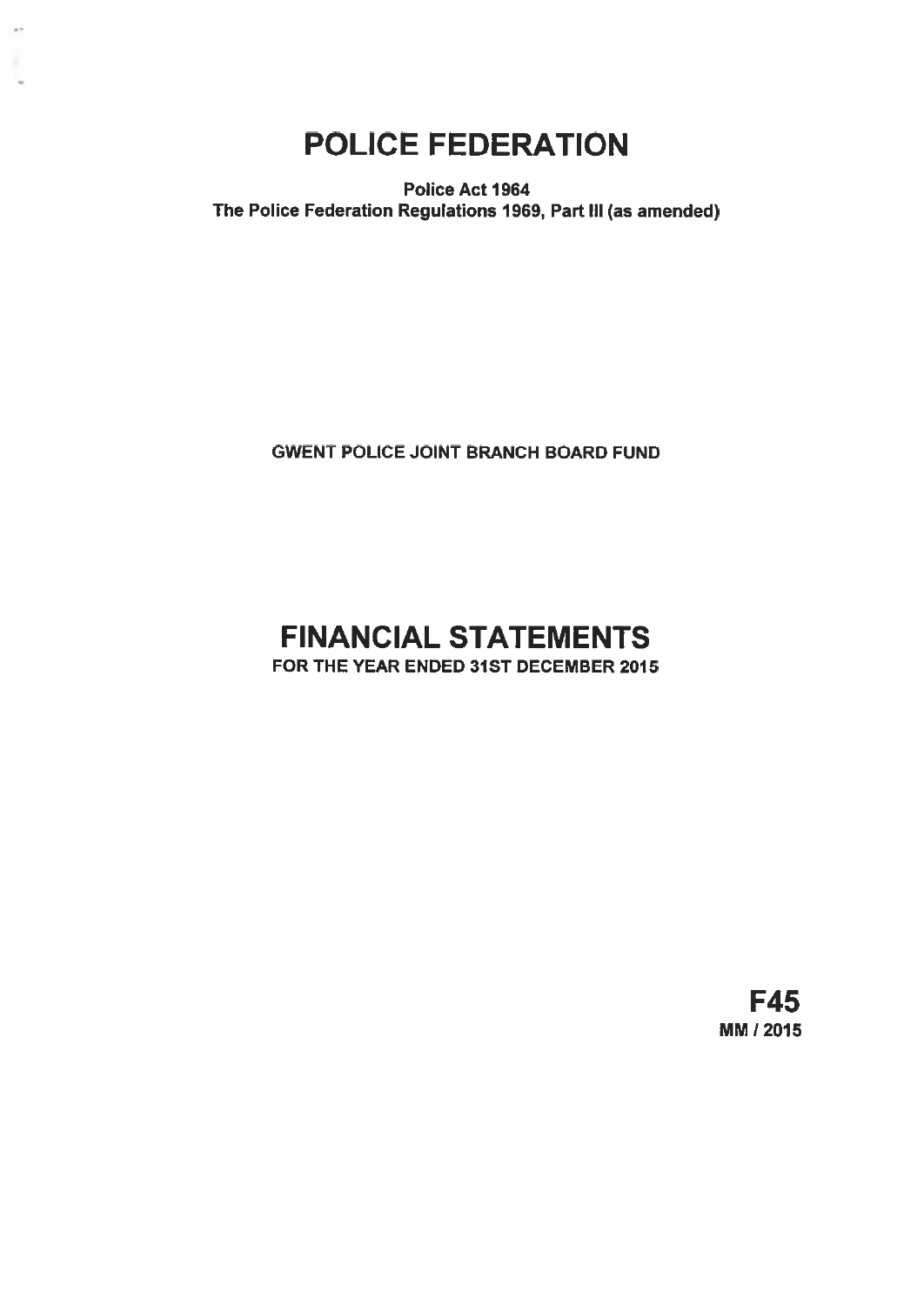# POLICE FEDERATION

**Police Act 1964**
**The Police Federation Regulations 1969, Part III (as amended)**

GWENT POLICE JOINT BRANCH BOARD FUND

# FINANCIAL STATEMENTS

**FOR THE YEAR ENDED 31ST DECEMBER 2015**

**F45**
**MM / 2015**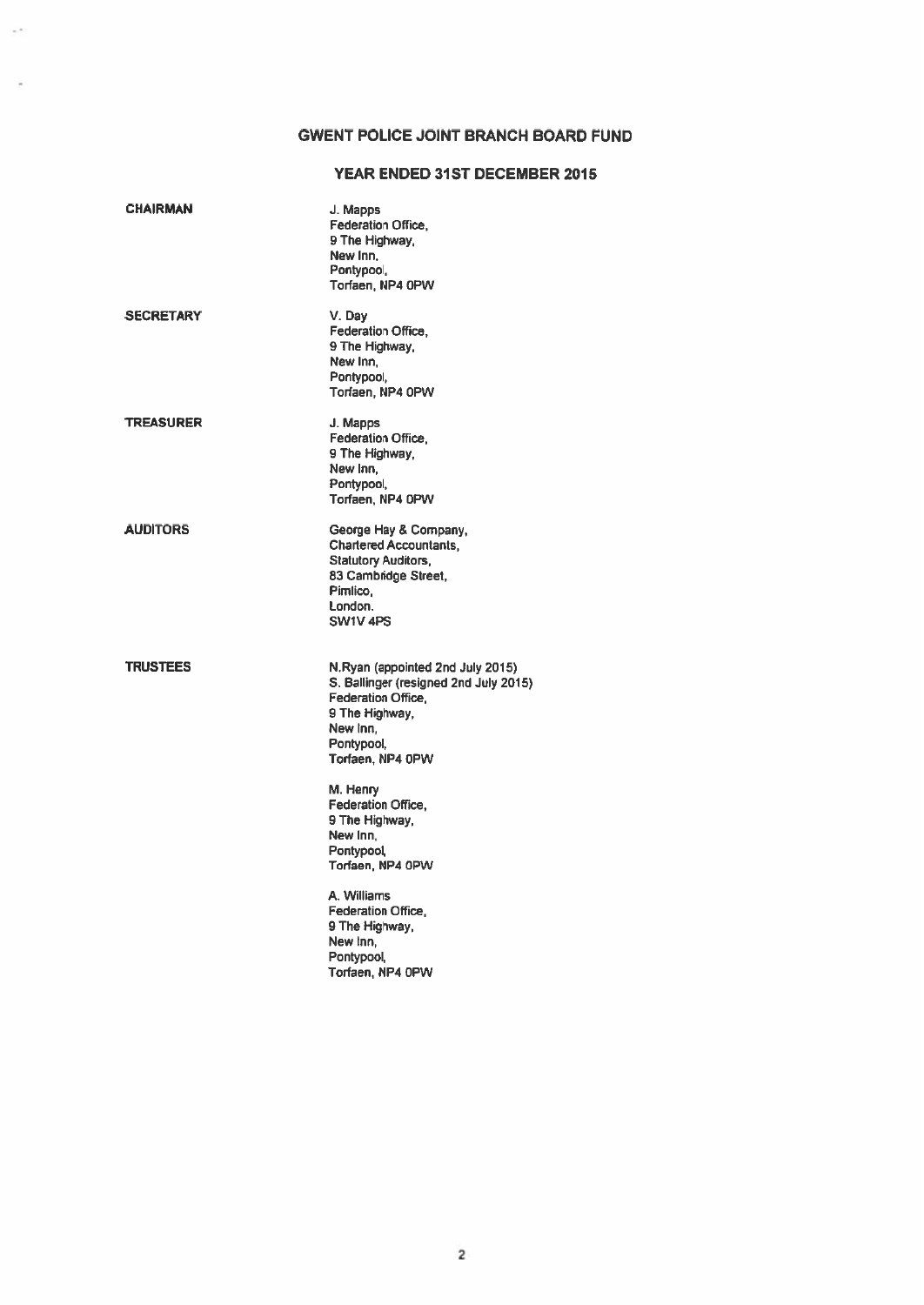# GWENT POLICE JOINT BRANCH BOARD FUND

## YEAR ENDED 31ST DECEMBER 2015

**CHAIRMAN**

J. Mapps
Federation Office,
9 The Highway,
New Inn,
Pontypool,
Torfaen, NP4 0PW

**SECRETARY**

V. Day
Federation Office,
9 The Highway,
New Inn,
Pontypool,
Torfaen, NP4 0PW

**TREASURER**

J. Mapps
Federation Office,
9 The Highway,
New Inn,
Pontypool,
Torfaen, NP4 0PW

**AUDITORS**

George Hay & Company,
Chartered Accountants,
Statutory Auditors,
83 Cambridge Street,
Pimlico,
London.
SW1V 4PS

**TRUSTEES**

N.Ryan (appointed 2nd July 2015)
S. Ballinger (resigned 2nd July 2015)
Federation Office,
9 The Highway,
New Inn,
Pontypool,
Torfaen, NP4 0PW

M. Henry
Federation Office,
9 The Highway,
New Inn,
Pontypool,
Torfaen, NP4 0PW

A. Williams
Federation Office,
9 The Highway,
New Inn,
Pontypool,
Torfaen, NP4 0PW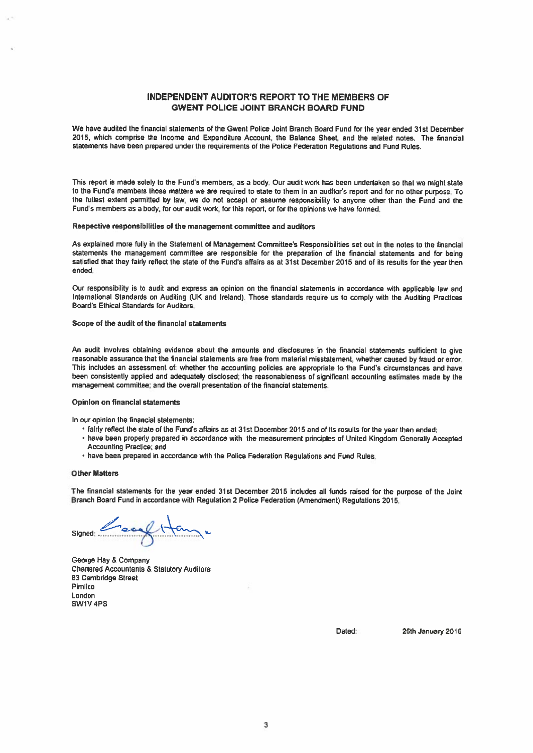## INDEPENDENT AUDITOR'S REPORT TO THE MEMBERS OF GWENT POLICE JOINT BRANCH BOARD FUND

We have audited the financial statements of the Gwent Police Joint Branch Board Fund for the year ended 31st December 2015, which comprise the Income and Expenditure Account, the Balance Sheet, and the related notes. The financial statements have been prepared under the requirements of the Police Federation Regulations and Fund Rules.

This report is made solely to the Fund's members, as a body. Our audit work has been undertaken so that we might state to the Fund's members those matters we are required to state to them in an auditor's report and for no other purpose. To the fullest extent permitted by law, we do not accept or assume responsibility to anyone other than the Fund and the Fund's members as a body, for our audit work, for this report, or for the opinions we have formed.

### Respective responsibilities of the management committee and auditors

As explained more fully in the Statement of Management Committee's Responsibilities set out in the notes to the financial statements the management committee are responsible for the preparation of the financial statements and for being satisfied that they fairly reflect the state of the Fund's affairs as at 31st December 2015 and of its results for the year then ended.

Our responsibility is to audit and express an opinion on the financial statements in accordance with applicable law and International Standards on Auditing (UK and Ireland). Those standards require us to comply with the Auditing Practices Board's Ethical Standards for Auditors.

### Scope of the audit of the financial statements

An audit involves obtaining evidence about the amounts and disclosures in the financial statements sufficient to give reasonable assurance that the financial statements are free from material misstatement, whether caused by fraud or error. This includes an assessment of: whether the accounting policies are appropriate to the Fund's circumstances and have been consistently applied and adequately disclosed; the reasonableness of significant accounting estimates made by the management committee; and the overall presentation of the financial statements.

### Opinion on financial statements

In our opinion the financial statements:

- fairly reflect the state of the Fund's affairs as at 31st December 2015 and of its results for the year then ended;
- have been properly prepared in accordance with the measurement principles of United Kingdom Generally Accepted Accounting Practice; and
- have been prepared in accordance with the Police Federation Regulations and Fund Rules.

### Other Matters

The financial statements for the year ended 31st December 2015 includes all funds raised for the purpose of the Joint Branch Board Fund in accordance with Regulation 2 Police Federation (Amendment) Regulations 2015.

Signed: George Hay

George Hay & Company
Chartered Accountants & Statutory Auditors
83 Cambridge Street
Pimlico
London
SW1V 4PS

Dated: 26th January 2016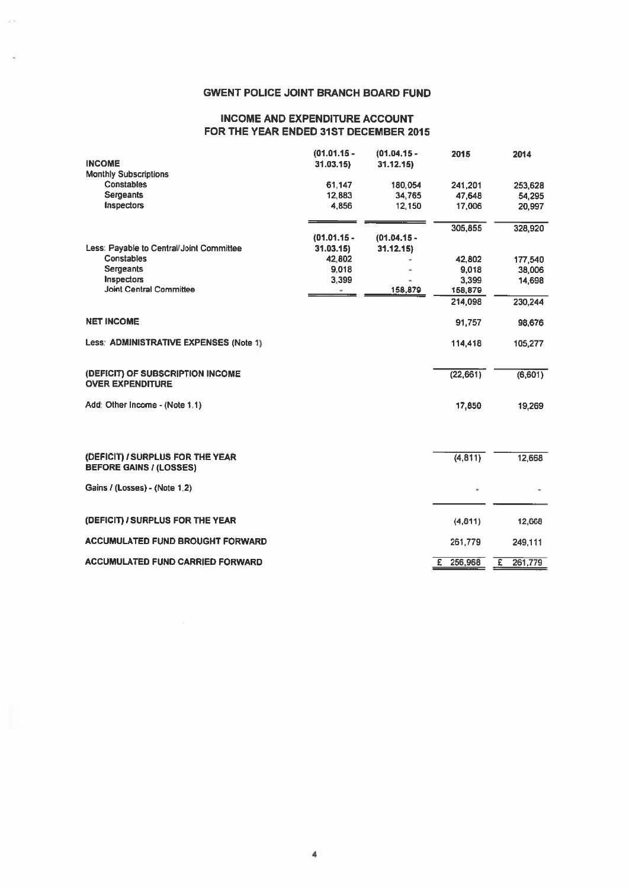# GWENT POLICE JOINT BRANCH BOARD FUND

## INCOME AND EXPENDITURE ACCOUNT FOR THE YEAR ENDED 31ST DECEMBER 2015

| | (01.01.15 - 31.03.15) | (01.04.15 - 31.12.15) | 2015 | 2014 |
|---|---|---|---|---|
| **INCOME** | | | | |
| **Monthly Subscriptions** | | | | |
| Constables | 61,147 | 180,054 | 241,201 | 253,628 |
| Sergeants | 12,883 | 34,765 | 47,648 | 54,295 |
| Inspectors | 4,856 | 12,150 | 17,006 | 20,997 |
| | | | 305,855 | 328,920 |
| | (01.01.15 - 31.03.15) | (01.04.15 - 31.12.15) | | |
| Less: Payable to Central/Joint Committee | | | | |
| Constables | 42,802 | - | 42,802 | 177,540 |
| Sergeants | 9,018 | - | 9,018 | 38,006 |
| Inspectors | 3,399 | - | 3,399 | 14,698 |
| Joint Central Committee | - | 158,879 | 158,879 | |
| | | | 214,098 | 230,244 |
| **NET INCOME** | | | 91,757 | 98,676 |
| Less: **ADMINISTRATIVE EXPENSES (Note 1)** | | | 114,418 | 105,277 |
| **(DEFICIT) OF SUBSCRIPTION INCOME OVER EXPENDITURE** | | | (22,661) | (6,601) |
| Add: Other Income - (Note 1.1) | | | 17,850 | 19,269 |
| **(DEFICIT) / SURPLUS FOR THE YEAR BEFORE GAINS / (LOSSES)** | | | (4,811) | 12,668 |
| Gains / (Losses) - (Note 1.2) | | | - | - |
| **(DEFICIT) / SURPLUS FOR THE YEAR** | | | (4,811) | 12,668 |
| **ACCUMULATED FUND BROUGHT FORWARD** | | | 261,779 | 249,111 |
| **ACCUMULATED FUND CARRIED FORWARD** | | | £ 256,968 | £ 261,779 |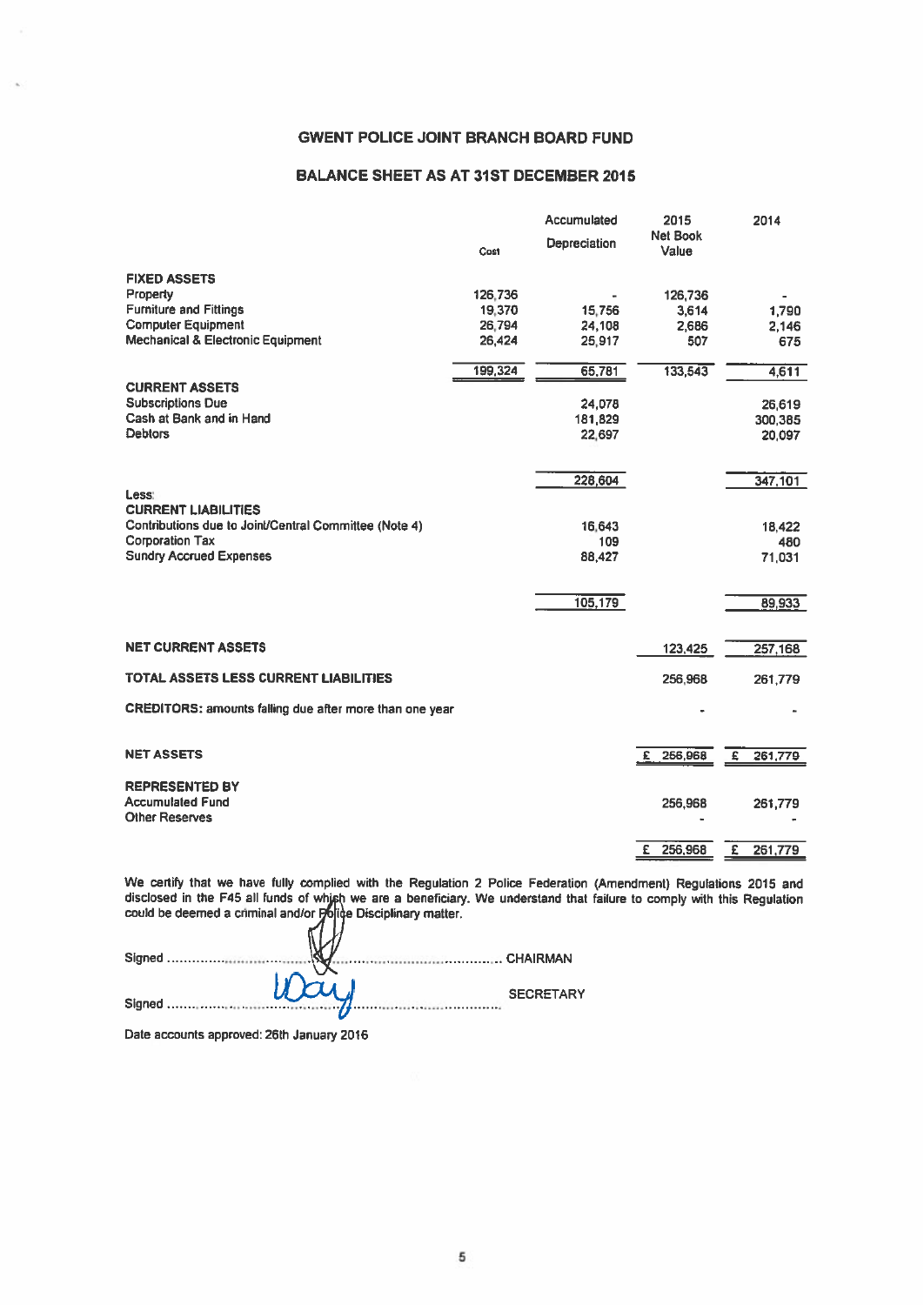# GWENT POLICE JOINT BRANCH BOARD FUND

## BALANCE SHEET AS AT 31ST DECEMBER 2015

| | Cost | Accumulated Depreciation | 2015 Net Book Value | 2014 |
|---|---|---|---|---|
| **FIXED ASSETS** | | | | |
| Property | 126,736 | - | 126,736 | - |
| Furniture and Fittings | 19,370 | 15,756 | 3,614 | 1,790 |
| Computer Equipment | 26,794 | 24,108 | 2,686 | 2,146 |
| Mechanical & Electronic Equipment | 26,424 | 25,917 | 507 | 675 |
| | 199,324 | 65,781 | 133,543 | 4,611 |
| **CURRENT ASSETS** | | | | |
| Subscriptions Due | | 24,078 | | 26,619 |
| Cash at Bank and in Hand | | 181,829 | | 300,385 |
| Debtors | | 22,697 | | 20,097 |
| | | 228,604 | | 347,101 |
| Less: | | | | |
| **CURRENT LIABILITIES** | | | | |
| Contributions due to Joint/Central Committee (Note 4) | | 16,643 | | 18,422 |
| Corporation Tax | | 109 | | 480 |
| Sundry Accrued Expenses | | 88,427 | | 71,031 |
| | | 105,179 | | 89,933 |
| **NET CURRENT ASSETS** | | | 123,425 | 257,168 |
| **TOTAL ASSETS LESS CURRENT LIABILITIES** | | | 256,968 | 261,779 |
| **CREDITORS:** amounts falling due after more than one year | | | - | - |
| **NET ASSETS** | | | £ 256,968 | £ 261,779 |
| **REPRESENTED BY** | | | | |
| Accumulated Fund | | | 256,968 | 261,779 |
| Other Reserves | | | - | - |
| | | | £ 256,968 | £ 261,779 |

We certify that we have fully complied with the Regulation 2 Police Federation (Amendment) Regulations 2015 and disclosed in the F45 all funds of which we are a beneficiary. We understand that failure to comply with this Regulation could be deemed a criminal and/or Police Disciplinary matter.

Signed ........................................................................ CHAIRMAN

Signed ........................................................................ SECRETARY

Date accounts approved: 26th January 2016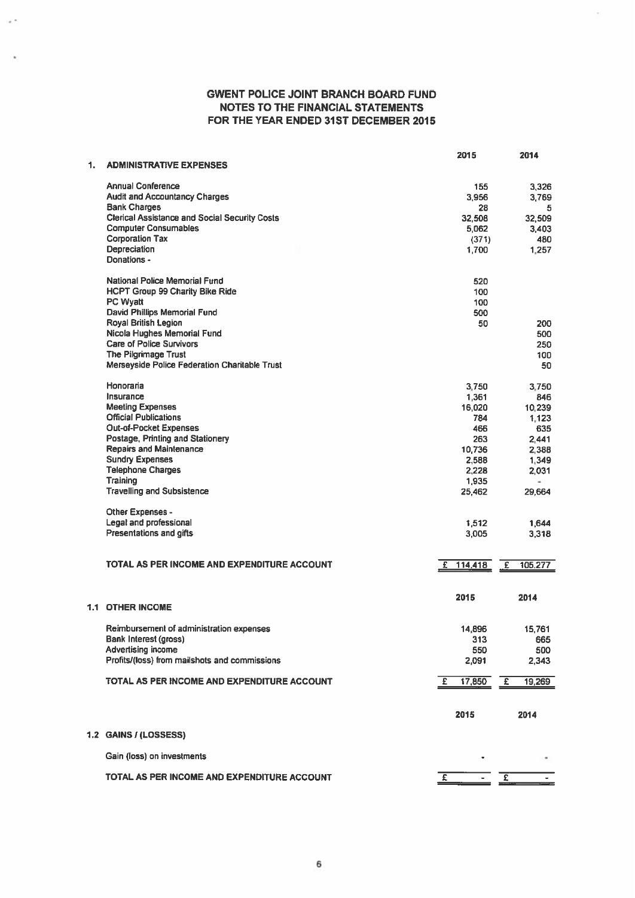# GWENT POLICE JOINT BRANCH BOARD FUND
## NOTES TO THE FINANCIAL STATEMENTS
## FOR THE YEAR ENDED 31ST DECEMBER 2015

### 1. ADMINISTRATIVE EXPENSES

| | 2015 | 2014 |
|---|---|---|
| Annual Conference | 155 | 3,326 |
| Audit and Accountancy Charges | 3,956 | 3,769 |
| Bank Charges | 28 | 5 |
| Clerical Assistance and Social Security Costs | 32,508 | 32,509 |
| Computer Consumables | 5,062 | 3,403 |
| Corporation Tax | (371) | 480 |
| Depreciation | 1,700 | 1,257 |
| Donations - | | |
| National Police Memorial Fund | 520 | |
| HCPT Group 99 Charity Bike Ride | 100 | |
| PC Wyatt | 100 | |
| David Phillips Memorial Fund | 500 | |
| Royal British Legion | 50 | 200 |
| Nicola Hughes Memorial Fund | | 500 |
| Care of Police Survivors | | 250 |
| The Pilgrimage Trust | | 100 |
| Merseyside Police Federation Charitable Trust | | 50 |
| Honoraria | 3,750 | 3,750 |
| Insurance | 1,361 | 846 |
| Meeting Expenses | 16,020 | 10,239 |
| Official Publications | 784 | 1,123 |
| Out-of-Pocket Expenses | 466 | 635 |
| Postage, Printing and Stationery | 263 | 2,441 |
| Repairs and Maintenance | 10,736 | 2,388 |
| Sundry Expenses | 2,588 | 1,349 |
| Telephone Charges | 2,228 | 2,031 |
| Training | 1,935 | - |
| Travelling and Subsistence | 25,462 | 29,664 |
| Other Expenses - | | |
| Legal and professional | 1,512 | 1,644 |
| Presentations and gifts | 3,005 | 3,318 |
| **TOTAL AS PER INCOME AND EXPENDITURE ACCOUNT** | £ 114,418 | £ 105,277 |

### 1.1 OTHER INCOME

| | 2015 | 2014 |
|---|---|---|
| Reimbursement of administration expenses | 14,896 | 15,761 |
| Bank Interest (gross) | 313 | 665 |
| Advertising income | 550 | 500 |
| Profits/(loss) from mailshots and commissions | 2,091 | 2,343 |
| **TOTAL AS PER INCOME AND EXPENDITURE ACCOUNT** | £ 17,850 | £ 19,269 |

### 1.2 GAINS / (LOSSESS)

| | 2015 | 2014 |
|---|---|---|
| Gain (loss) on investments | - | - |
| **TOTAL AS PER INCOME AND EXPENDITURE ACCOUNT** | £ - | £ - |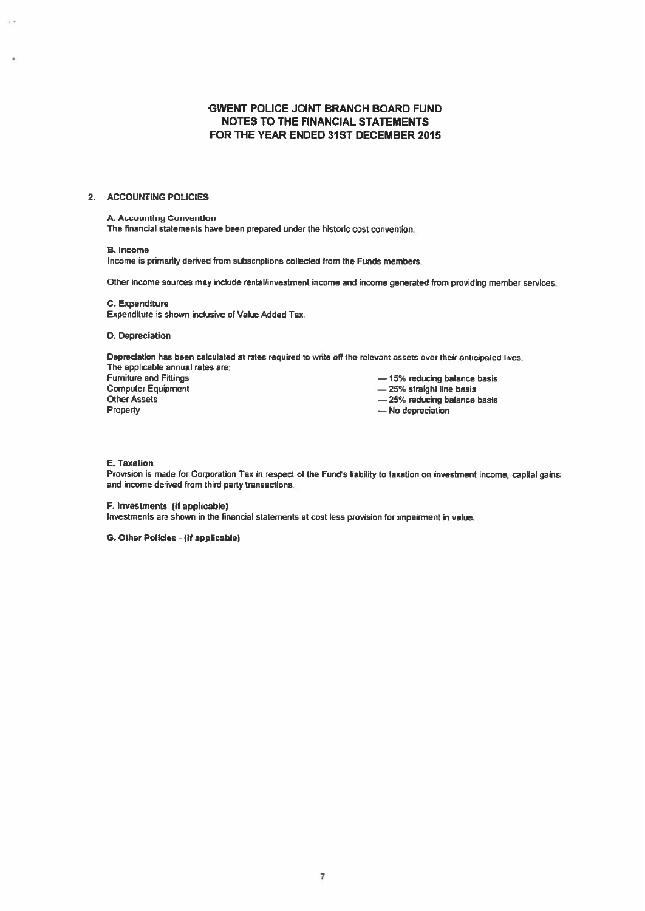# GWENT POLICE JOINT BRANCH BOARD FUND
## NOTES TO THE FINANCIAL STATEMENTS
## FOR THE YEAR ENDED 31ST DECEMBER 2015

### 2. ACCOUNTING POLICIES

**A. Accounting Convention**
The financial statements have been prepared under the historic cost convention.

**B. Income**
Income is primarily derived from subscriptions collected from the Funds members.

Other income sources may include rental/investment income and income generated from providing member services.

**C. Expenditure**
Expenditure is shown inclusive of Value Added Tax.

**D. Depreciation**

Depreciation has been calculated at rates required to write off the relevant assets over their anticipated lives.
The applicable annual rates are:

| | |
|---|---|
| Furniture and Fittings | — 15% reducing balance basis |
| Computer Equipment | — 25% straight line basis |
| Other Assets | — 25% reducing balance basis |
| Property | — No depreciation |

**E. Taxation**
Provision is made for Corporation Tax in respect of the Fund's liability to taxation on investment income, capital gains and income derived from third party transactions.

**F. Investments (if applicable)**
Investments are shown in the financial statements at cost less provision for impairment in value.

**G. Other Policies - (if applicable)**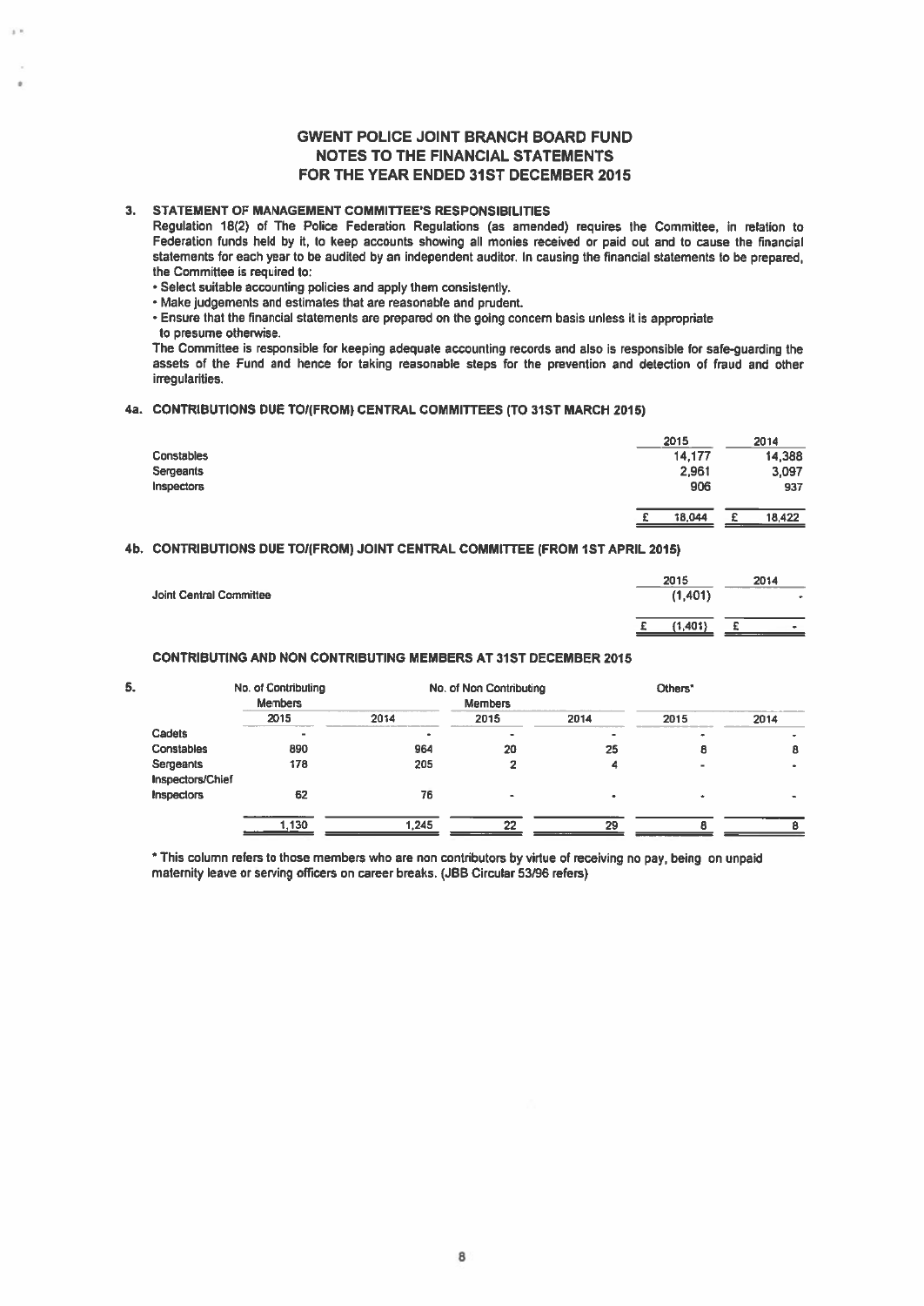# GWENT POLICE JOINT BRANCH BOARD FUND
## NOTES TO THE FINANCIAL STATEMENTS
## FOR THE YEAR ENDED 31ST DECEMBER 2015

### 3. STATEMENT OF MANAGEMENT COMMITTEE'S RESPONSIBILITIES

Regulation 18(2) of The Police Federation Regulations (as amended) requires the Committee, in relation to Federation funds held by it, to keep accounts showing all monies received or paid out and to cause the financial statements for each year to be audited by an independent auditor. In causing the financial statements to be prepared, the Committee is required to:

- Select suitable accounting policies and apply them consistently.
- Make judgements and estimates that are reasonable and prudent.
- Ensure that the financial statements are prepared on the going concern basis unless it is appropriate to presume otherwise.

The Committee is responsible for keeping adequate accounting records and also is responsible for safe-guarding the assets of the Fund and hence for taking reasonable steps for the prevention and detection of fraud and other irregularities.

### 4a. CONTRIBUTIONS DUE TO/(FROM) CENTRAL COMMITTEES (TO 31ST MARCH 2015)

| | 2015 | 2014 |
|---|---|---|
| Constables | 14,177 | 14,388 |
| Sergeants | 2,961 | 3,097 |
| Inspectors | 906 | 937 |
| | £ 18,044 | £ 18,422 |

### 4b. CONTRIBUTIONS DUE TO/(FROM) JOINT CENTRAL COMMITTEE (FROM 1ST APRIL 2015)

| | 2015 | 2014 |
|---|---|---|
| Joint Central Committee | (1,401) | - |
| | £ (1,401) | £ - |

### CONTRIBUTING AND NON CONTRIBUTING MEMBERS AT 31ST DECEMBER 2015

### 5.

| | No. of Contributing Members | | No. of Non Contributing Members | | Others* | |
|---|---|---|---|---|---|---|
| | 2015 | 2014 | 2015 | 2014 | 2015 | 2014 |
| Cadets | - | - | - | - | - | - |
| Constables | 890 | 964 | 20 | 25 | 8 | 8 |
| Sergeants | 178 | 205 | 2 | 4 | - | - |
| Inspectors/Chief Inspectors | 62 | 76 | - | - | - | - |
| | 1,130 | 1,245 | 22 | 29 | 8 | 8 |

\* This column refers to those members who are non contributors by virtue of receiving no pay, being on unpaid maternity leave or serving officers on career breaks. (JBB Circular 53/96 refers)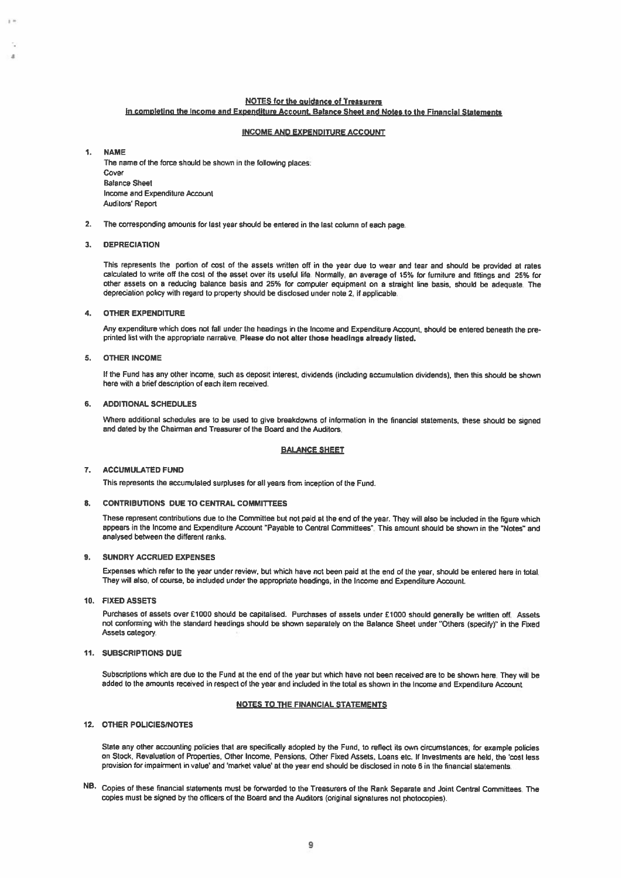## NOTES for the guidance of Treasurers
### in completing the Income and Expenditure Account, Balance Sheet and Notes to the Financial Statements

### INCOME AND EXPENDITURE ACCOUNT

**1. NAME**

The name of the force should be shown in the following places:
Cover
Balance Sheet
Income and Expenditure Account
Auditors' Report

**2.** The corresponding amounts for last year should be entered in the last column of each page.

**3. DEPRECIATION**

This represents the portion of cost of the assets written off in the year due to wear and tear and should be provided at rates calculated to write off the cost of the asset over its useful life. Normally, an average of 15% for furniture and fittings and 25% for other assets on a reducing balance basis and 25% for computer equipment on a straight line basis, should be adequate. The depreciation policy with regard to property should be disclosed under note 2, if applicable.

**4. OTHER EXPENDITURE**

Any expenditure which does not fall under the headings in the Income and Expenditure Account, should be entered beneath the pre-printed list with the appropriate narrative. **Please do not alter those headings already listed.**

**5. OTHER INCOME**

If the Fund has any other income, such as deposit interest, dividends (including accumulation dividends), then this should be shown here with a brief description of each item received.

**6. ADDITIONAL SCHEDULES**

Where additional schedules are to be used to give breakdowns of information in the financial statements, these should be signed and dated by the Chairman and Treasurer of the Board and the Auditors.

### BALANCE SHEET

**7. ACCUMULATED FUND**

This represents the accumulated surpluses for all years from inception of the Fund.

**8. CONTRIBUTIONS DUE TO CENTRAL COMMITTEES**

These represent contributions due to the Committee but not paid at the end of the year. They will also be included in the figure which appears in the Income and Expenditure Account "Payable to Central Committees". This amount should be shown in the "Notes" and analysed between the different ranks.

**9. SUNDRY ACCRUED EXPENSES**

Expenses which refer to the year under review, but which have not been paid at the end of the year, should be entered here in total. They will also, of course, be included under the appropriate headings, in the Income and Expenditure Account.

**10. FIXED ASSETS**

Purchases of assets over £1000 should be capitalised. Purchases of assets under £1000 should generally be written off. Assets not conforming with the standard headings should be shown separately on the Balance Sheet under "Others (specify)" in the Fixed Assets category.

**11. SUBSCRIPTIONS DUE**

Subscriptions which are due to the Fund at the end of the year but which have not been received are to be shown here. They will be added to the amounts received in respect of the year and included in the total as shown in the Income and Expenditure Account.

### NOTES TO THE FINANCIAL STATEMENTS

**12. OTHER POLICIES/NOTES**

State any other accounting policies that are specifically adopted by the Fund, to reflect its own circumstances, for example policies on Stock, Revaluation of Properties, Other Income, Pensions, Other Fixed Assets, Loans etc. If Investments are held, the 'cost less provision for impairment in value' and 'market value' at the year end should be disclosed in note 6 in the financial statements.

**NB.** Copies of these financial statements must be forwarded to the Treasurers of the Rank Separate and Joint Central Committees. The copies must be signed by the officers of the Board and the Auditors (original signatures not photocopies).